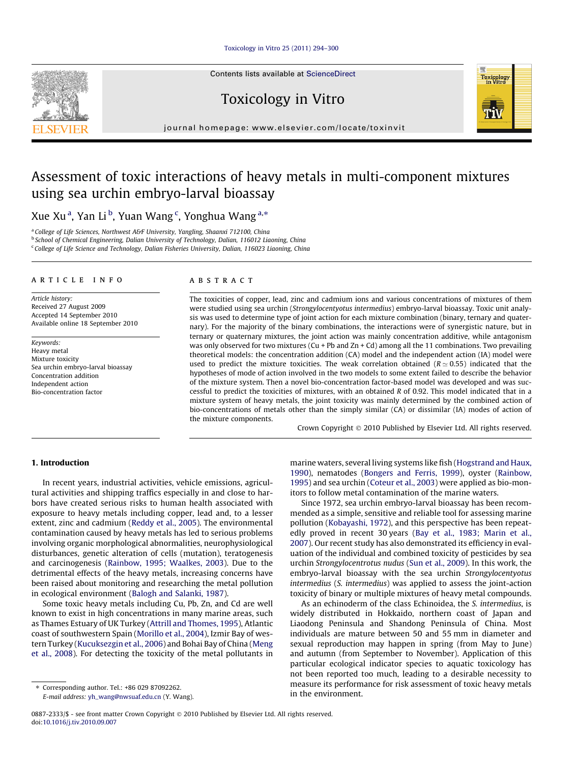# Assessment of toxic interactions of heavy metals in multi-component mixtures using sea urchin embryo-larval bioassay

Xue Xu [a], Yan Li [b], Yuan Wang [c], Yonghua Wang [a,*]

[a] College of Life Sciences, Northwest A&F University, Yangling, Shaanxi 712100, China
[b] School of Chemical Engineering, Dalian University of Technology, Dalian, 116012 Liaoning, China
[c] College of Life Science and Technology, Dalian Fisheries University, Dalian, 116023 Liaoning, China

## ARTICLE INFO

*Article history:*
Received 27 August 2009
Accepted 14 September 2010
Available online 18 September 2010

*Keywords:*
Heavy metal
Mixture toxicity
Sea urchin embryo-larval bioassay
Concentration addition
Independent action
Bio-concentration factor

## ABSTRACT

The toxicities of copper, lead, zinc and cadmium ions and various concentrations of mixtures of them were studied using sea urchin (*Strongylocentyotus intermedius*) embryo-larval bioassay. Toxic unit analysis was used to determine type of joint action for each mixture combination (binary, ternary and quaternary). For the majority of the binary combinations, the interactions were of synergistic nature, but in ternary or quaternary mixtures, the joint action was mainly concentration additive, while antagonism was only observed for two mixtures (Cu + Pb and Zn + Cd) among all the 11 combinations. Two prevailing theoretical models: the concentration addition (CA) model and the independent action (IA) model were used to predict the mixture toxicities. The weak correlation obtained ($R \simeq 0.55$) indicated that the hypotheses of mode of action involved in the two models to some extent failed to describe the behavior of the mixture system. Then a novel bio-concentration factor-based model was developed and was successful to predict the toxicities of mixtures, with an obtained $R$ of 0.92. This model indicated that in a mixture system of heavy metals, the joint toxicity was mainly determined by the combined action of bio-concentrations of metals other than the simply similar (CA) or dissimilar (IA) modes of action of the mixture components.

Crown Copyright © 2010 Published by Elsevier Ltd. All rights reserved.

## 1. Introduction

In recent years, industrial activities, vehicle emissions, agricultural activities and shipping traffics especially in and close to harbors have created serious risks to human health associated with exposure to heavy metals including copper, lead and, to a lesser extent, zinc and cadmium (Reddy et al., 2005). The environmental contamination caused by heavy metals has led to serious problems involving organic morphological abnormalities, neurophysiological disturbances, genetic alteration of cells (mutation), teratogenesis and carcinogenesis (Rainbow, 1995; Waalkes, 2003). Due to the detrimental effects of the heavy metals, increasing concerns have been raised about monitoring and researching the metal pollution in ecological environment (Balogh and Salanki, 1987).

Some toxic heavy metals including Cu, Pb, Zn, and Cd are well known to exist in high concentrations in many marine areas, such as Thames Estuary of UK Turkey (Attrill and Thomes, 1995), Atlantic coast of southwestern Spain (Morillo et al., 2004), Izmir Bay of western Turkey (Kucuksezgin et al., 2006) and Bohai Bay of China (Meng et al., 2008). For detecting the toxicity of the metal pollutants in marine waters, several living systems like fish (Hogstrand and Haux, 1990), nematodes (Bongers and Ferris, 1999), oyster (Rainbow, 1995) and sea urchin (Coteur et al., 2003) were applied as bio-monitors to follow metal contamination of the marine waters.

Since 1972, sea urchin embryo-larval bioassay has been recommended as a simple, sensitive and reliable tool for assessing marine pollution (Kobayashi, 1972), and this perspective has been repeatedly proved in recent 30 years (Bay et al., 1983; Marin et al., 2007). Our recent study has also demonstrated its efficiency in evaluation of the individual and combined toxicity of pesticides by sea urchin *Strongylocentrotus nudus* (Sun et al., 2009). In this work, the embryo-larval bioassay with the sea urchin *Strongylocentyotus intermedius* (*S. intermedius*) was applied to assess the joint-action toxicity of binary or multiple mixtures of heavy metal compounds.

As an echinoderm of the class Echinoidea, the *S. intermedius*, is widely distributed in Hokkaido, northern coast of Japan and Liaodong Peninsula and Shandong Peninsula of China. Most individuals are mature between 50 and 55 mm in diameter and sexual reproduction may happen in spring (from May to June) and autumn (from September to November). Application of this particular ecological indicator species to aquatic toxicology has not been reported too much, leading to a desirable necessity to measure its performance for risk assessment of toxic heavy metals in the environment.

* Corresponding author. Tel.: +86 029 87092262.
E-mail address: yh_wang@nwsuaf.edu.cn (Y. Wang).

0887-2333/$ - see front matter Crown Copyright © 2010 Published by Elsevier Ltd. All rights reserved.
doi:10.1016/j.tiv.2010.09.007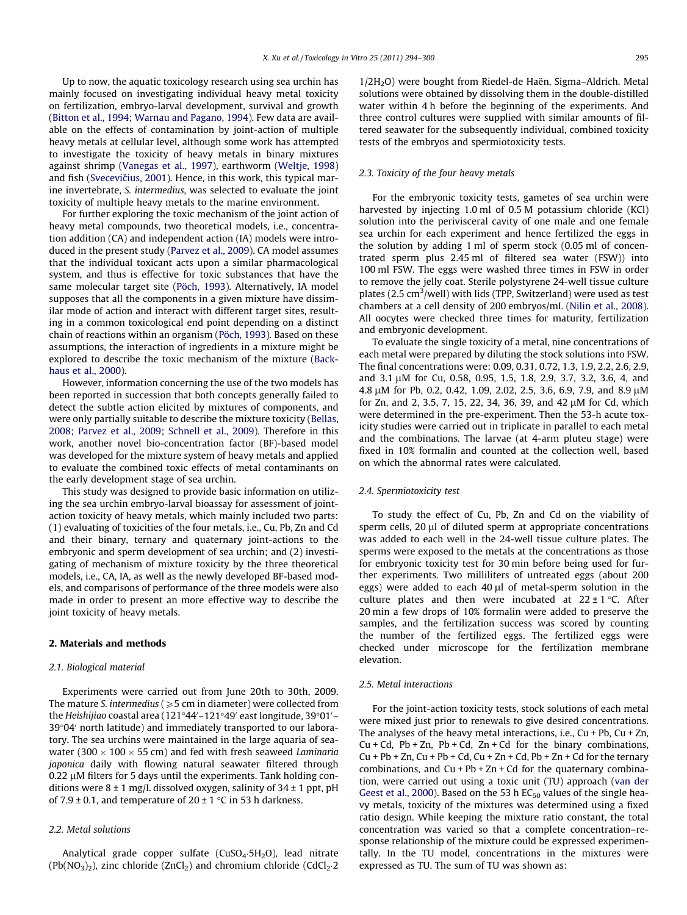Up to now, the aquatic toxicology research using sea urchin has mainly focused on investigating individual heavy metal toxicity on fertilization, embryo-larval development, survival and growth (Bitton et al., 1994; Warnau and Pagano, 1994). Few data are available on the effects of contamination by joint-action of multiple heavy metals at cellular level, although some work has attempted to investigate the toxicity of heavy metals in binary mixtures against shrimp (Vanegas et al., 1997), earthworm (Weltje, 1998) and fish (Svecevičius, 2001). Hence, in this work, this typical marine invertebrate, *S. intermedius*, was selected to evaluate the joint toxicity of multiple heavy metals to the marine environment.

For further exploring the toxic mechanism of the joint action of heavy metal compounds, two theoretical models, i.e., concentration addition (CA) and independent action (IA) models were introduced in the present study (Parvez et al., 2009). CA model assumes that the individual toxicant acts upon a similar pharmacological system, and thus is effective for toxic substances that have the same molecular target site (Pöch, 1993). Alternatively, IA model supposes that all the components in a given mixture have dissimilar mode of action and interact with different target sites, resulting in a common toxicological end point depending on a distinct chain of reactions within an organism (Pöch, 1993). Based on these assumptions, the interaction of ingredients in a mixture might be explored to describe the toxic mechanism of the mixture (Backhaus et al., 2000).

However, information concerning the use of the two models has been reported in succession that both concepts generally failed to detect the subtle action elicited by mixtures of components, and were only partially suitable to describe the mixture toxicity (Bellas, 2008; Parvez et al., 2009; Schnell et al., 2009). Therefore in this work, another novel bio-concentration factor (BF)-based model was developed for the mixture system of heavy metals and applied to evaluate the combined toxic effects of metal contaminants on the early development stage of sea urchin.

This study was designed to provide basic information on utilizing the sea urchin embryo-larval bioassay for assessment of joint-action toxicity of heavy metals, which mainly included two parts: (1) evaluating of toxicities of the four metals, i.e., Cu, Pb, Zn and Cd and their binary, ternary and quaternary joint-actions to the embryonic and sperm development of sea urchin; and (2) investigating of mechanism of mixture toxicity by the three theoretical models, i.e., CA, IA, as well as the newly developed BF-based models, and comparisons of performance of the three models were also made in order to present an more effective way to describe the joint toxicity of heavy metals.

## 2. Materials and methods

### 2.1. Biological material

Experiments were carried out from June 20th to 30th, 2009. The mature *S. intermedius* (⩾5 cm in diameter) were collected from the *Heishijiao* coastal area (121°44′–121°49′ east longitude, 39°01′–39°04′ north latitude) and immediately transported to our laboratory. The sea urchins were maintained in the large aquaria of seawater (300 × 100 × 55 cm) and fed with fresh seaweed *Laminaria japonica* daily with flowing natural seawater filtered through 0.22 μM filters for 5 days until the experiments. Tank holding conditions were 8 ± 1 mg/L dissolved oxygen, salinity of 34 ± 1 ppt, pH of 7.9 ± 0.1, and temperature of 20 ± 1 °C in 53 h darkness.

### 2.2. Metal solutions

Analytical grade copper sulfate ($CuSO_4{\cdot}5H_2O$), lead nitrate ($(Pb(NO_3)_2)$), zinc chloride ($ZnCl_2$) and chromium chloride ($CdCl_2{\cdot}2\,1/2H_2O$) were bought from Riedel-de Haën, Sigma–Aldrich. Metal solutions were obtained by dissolving them in the double-distilled water within 4 h before the beginning of the experiments. And three control cultures were supplied with similar amounts of filtered seawater for the subsequently individual, combined toxicity tests of the embryos and spermiotoxicity tests.

### 2.3. Toxicity of the four heavy metals

For the embryonic toxicity tests, gametes of sea urchin were harvested by injecting 1.0 ml of 0.5 M potassium chloride (KCl) solution into the perivisceral cavity of one male and one female sea urchin for each experiment and hence fertilized the eggs in the solution by adding 1 ml of sperm stock (0.05 ml of concentrated sperm plus 2.45 ml of filtered sea water (FSW)) into 100 ml FSW. The eggs were washed three times in FSW in order to remove the jelly coat. Sterile polystyrene 24-well tissue culture plates (2.5 $cm^3$/well) with lids (TPP, Switzerland) were used as test chambers at a cell density of 200 embryos/mL (Nilin et al., 2008). All oocytes were checked three times for maturity, fertilization and embryonic development.

To evaluate the single toxicity of a metal, nine concentrations of each metal were prepared by diluting the stock solutions into FSW. The final concentrations were: 0.09, 0.31, 0.72, 1.3, 1.9, 2.2, 2.6, 2.9, and 3.1 μM for Cu, 0.58, 0.95, 1.5, 1.8, 2.9, 3.7, 3.2, 3.6, 4, and 4.8 μM for Pb, 0.2, 0.42, 1.09, 2.02, 2.5, 3.6, 6.9, 7.9, and 8.9 μM for Zn, and 2, 3.5, 7, 15, 22, 34, 36, 39, and 42 μM for Cd, which were determined in the pre-experiment. Then the 53-h acute toxicity studies were carried out in triplicate in parallel to each metal and the combinations. The larvae (at 4-arm pluteu stage) were fixed in 10% formalin and counted at the collection well, based on which the abnormal rates were calculated.

### 2.4. Spermiotoxicity test

To study the effect of Cu, Pb, Zn and Cd on the viability of sperm cells, 20 μl of diluted sperm at appropriate concentrations was added to each well in the 24-well tissue culture plates. The sperms were exposed to the metals at the concentrations as those for embryonic toxicity test for 30 min before being used for further experiments. Two milliliters of untreated eggs (about 200 eggs) were added to each 40 μl of metal-sperm solution in the culture plates and then were incubated at 22 ± 1 °C. After 20 min a few drops of 10% formalin were added to preserve the samples, and the fertilization success was scored by counting the number of the fertilized eggs. The fertilized eggs were checked under microscope for the fertilization membrane elevation.

### 2.5. Metal interactions

For the joint-action toxicity tests, stock solutions of each metal were mixed just prior to renewals to give desired concentrations. The analyses of the heavy metal interactions, i.e., Cu + Pb, Cu + Zn, Cu + Cd, Pb + Zn, Pb + Cd, Zn + Cd for the binary combinations, Cu + Pb + Zn, Cu + Pb + Cd, Cu + Zn + Cd, Pb + Zn + Cd for the ternary combinations, and Cu + Pb + Zn + Cd for the quaternary combination, were carried out using a toxic unit (TU) approach (van der Geest et al., 2000). Based on the 53 h $EC_{50}$ values of the single heavy metals, toxicity of the mixtures was determined using a fixed ratio design. While keeping the mixture ratio constant, the total concentration was varied so that a complete concentration–response relationship of the mixture could be expressed experimentally. In the TU model, concentrations in the mixtures were expressed as TU. The sum of TU was shown as: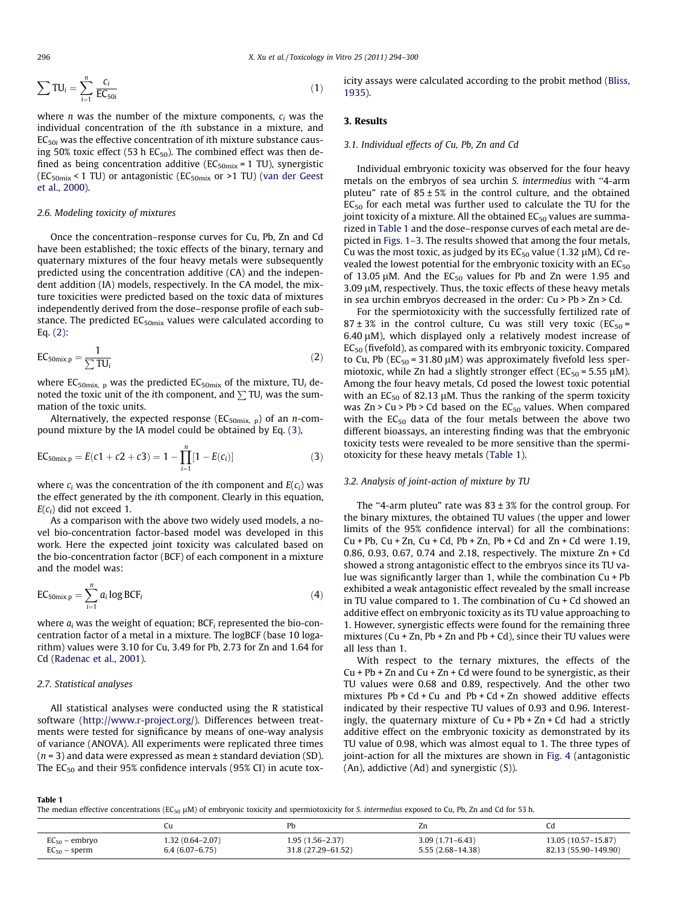$$\sum \mathrm{TU}_i = \sum_{i=1}^{n} \frac{c_i}{\mathrm{EC}_{50i}} \tag{1}$$

where $n$ was the number of the mixture components, $c_i$ was the individual concentration of the $i$th substance in a mixture, and $\mathrm{EC}_{50i}$ was the effective concentration of $i$th mixture substance causing 50% toxic effect (53 h $\mathrm{EC}_{50}$). The combined effect was then defined as being concentration additive ($\mathrm{EC}_{50\mathrm{mix}}$ = 1 TU), synergistic ($\mathrm{EC}_{50\mathrm{mix}}$ < 1 TU) or antagonistic ($\mathrm{EC}_{50\mathrm{mix}}$ or >1 TU) (van der Geest et al., 2000).

### 2.6. Modeling toxicity of mixtures

Once the concentration–response curves for Cu, Pb, Zn and Cd have been established; the toxic effects of the binary, ternary and quaternary mixtures of the four heavy metals were subsequently predicted using the concentration additive (CA) and the independent addition (IA) models, respectively. In the CA model, the mixture toxicities were predicted based on the toxic data of mixtures independently derived from the dose–response profile of each substance. The predicted $\mathrm{EC}_{50\mathrm{mix}}$ values were calculated according to Eq. (2):

$$\mathrm{EC}_{50\mathrm{mix.p}} = \frac{1}{\sum \mathrm{TU}_i} \tag{2}$$

where $\mathrm{EC}_{50\mathrm{mix,\ p}}$ was the predicted $\mathrm{EC}_{50\mathrm{mix}}$ of the mixture, $\mathrm{TU}_i$ denoted the toxic unit of the $i$th component, and $\sum \mathrm{TU}_i$ was the summation of the toxic units.

Alternatively, the expected response ($\mathrm{EC}_{50\mathrm{mix,\ p}}$) of an $n$-compound mixture by the IA model could be obtained by Eq. (3),

$$\mathrm{EC}_{50\mathrm{mix.p}} = E(c1 + c2 + c3) = 1 - \prod_{i=1}^{n} [1 - E(c_i)] \tag{3}$$

where $c_i$ was the concentration of the $i$th component and $E(c_i)$ was the effect generated by the $i$th component. Clearly in this equation, $E(c_i)$ did not exceed 1.

As a comparison with the above two widely used models, a novel bio-concentration factor-based model was developed in this work. Here the expected joint toxicity was calculated based on the bio-concentration factor (BCF) of each component in a mixture and the model was:

$$\mathrm{EC}_{50\mathrm{mix.p}} = \sum_{i=1}^{n} a_i \log \mathrm{BCF}_i \tag{4}$$

where $a_i$ was the weight of equation; $\mathrm{BCF}_i$ represented the bio-concentration factor of a metal in a mixture. The logBCF (base 10 logarithm) values were 3.10 for Cu, 3.49 for Pb, 2.73 for Zn and 1.64 for Cd (Radenac et al., 2001).

### 2.7. Statistical analyses

All statistical analyses were conducted using the R statistical software (http://www.r-project.org/). Differences between treatments were tested for significance by means of one-way analysis of variance (ANOVA). All experiments were replicated three times ($n$ = 3) and data were expressed as mean ± standard deviation (SD). The $\mathrm{EC}_{50}$ and their 95% confidence intervals (95% CI) in acute toxicity assays were calculated according to the probit method (Bliss, 1935).

## 3. Results

### 3.1. Individual effects of Cu, Pb, Zn and Cd

Individual embryonic toxicity was observed for the four heavy metals on the embryos of sea urchin *S. intermedius* with "4-arm pluteu" rate of 85 ± 5% in the control culture, and the obtained $\mathrm{EC}_{50}$ for each metal was further used to calculate the TU for the joint toxicity of a mixture. All the obtained $\mathrm{EC}_{50}$ values are summarized in Table 1 and the dose–response curves of each metal are depicted in Figs. 1–3. The results showed that among the four metals, Cu was the most toxic, as judged by its $\mathrm{EC}_{50}$ value (1.32 μM), Cd revealed the lowest potential for the embryonic toxicity with an $\mathrm{EC}_{50}$ of 13.05 μM. And the $\mathrm{EC}_{50}$ values for Pb and Zn were 1.95 and 3.09 μM, respectively. Thus, the toxic effects of these heavy metals in sea urchin embryos decreased in the order: Cu > Pb > Zn > Cd.

For the spermiotoxicity with the successfully fertilized rate of 87 ± 3% in the control culture, Cu was still very toxic ($\mathrm{EC}_{50}$ = 6.40 μM), which displayed only a relatively modest increase of $\mathrm{EC}_{50}$ (fivefold), as compared with its embryonic toxicity. Compared to Cu, Pb ($\mathrm{EC}_{50}$ = 31.80 μM) was approximately fivefold less spermiotoxic, while Zn had a slightly stronger effect ($\mathrm{EC}_{50}$ = 5.55 μM). Among the four heavy metals, Cd posed the lowest toxic potential with an $\mathrm{EC}_{50}$ of 82.13 μM. Thus the ranking of the sperm toxicity was Zn > Cu > Pb > Cd based on the $\mathrm{EC}_{50}$ values. When compared with the $\mathrm{EC}_{50}$ data of the four metals between the above two different bioassays, an interesting finding was that the embryonic toxicity tests were revealed to be more sensitive than the spermiotoxicity for these heavy metals (Table 1).

### 3.2. Analysis of joint-action of mixture by TU

The "4-arm pluteu" rate was 83 ± 3% for the control group. For the binary mixtures, the obtained TU values (the upper and lower limits of the 95% confidence interval) for all the combinations: Cu + Pb, Cu + Zn, Cu + Cd, Pb + Zn, Pb + Cd and Zn + Cd were 1.19, 0.86, 0.93, 0.67, 0.74 and 2.18, respectively. The mixture Zn + Cd showed a strong antagonistic effect to the embryos since its TU value was significantly larger than 1, while the combination Cu + Pb exhibited a weak antagonistic effect revealed by the small increase in TU value compared to 1. The combination of Cu + Cd showed an additive effect on embryonic toxicity as its TU value approaching to 1. However, synergistic effects were found for the remaining three mixtures (Cu + Zn, Pb + Zn and Pb + Cd), since their TU values were all less than 1.

With respect to the ternary mixtures, the effects of the Cu + Pb + Zn and Cu + Zn + Cd were found to be synergistic, as their TU values were 0.68 and 0.89, respectively. And the other two mixtures Pb + Cd + Cu and Pb + Cd + Zn showed additive effects indicated by their respective TU values of 0.93 and 0.96. Interestingly, the quaternary mixture of Cu + Pb + Zn + Cd had a strictly additive effect on the embryonic toxicity as demonstrated by its TU value of 0.98, which was almost equal to 1. The three types of joint-action for all the mixtures are shown in Fig. 4 (antagonistic (An), addictive (Ad) and synergistic (S)).

**Table 1**
The median effective concentrations ($\mathrm{EC}_{50}$ μM) of embryonic toxicity and spermiotoxicity for *S. intermedius* exposed to Cu, Pb, Zn and Cd for 53 h.

| | Cu | Pb | Zn | Cd |
|---|---|---|---|---|
| $\mathrm{EC}_{50}$ – embryo | 1.32 (0.64–2.07) | 1.95 (1.56–2.37) | 3.09 (1.71–6.43) | 13.05 (10.57–15.87) |
| $\mathrm{EC}_{50}$ – sperm | 6.4 (6.07–6.75) | 31.8 (27.29–61.52) | 5.55 (2.68–14.38) | 82.13 (55.90–149.90) |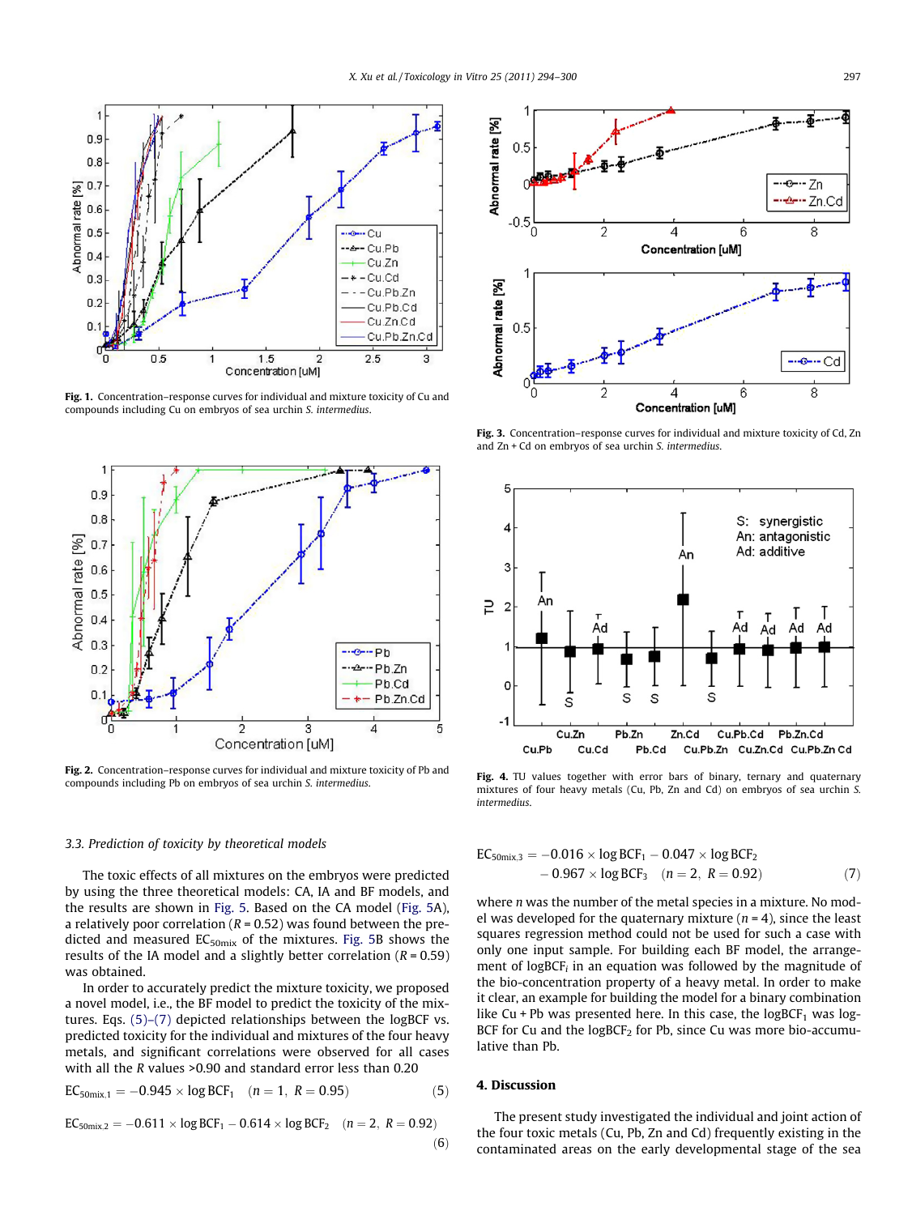Fig. 1. Concentration–response curves for individual and mixture toxicity of Cu and compounds including Cu on embryos of sea urchin *S. intermedius*.

Fig. 2. Concentration–response curves for individual and mixture toxicity of Pb and compounds including Pb on embryos of sea urchin *S. intermedius*.

Fig. 3. Concentration–response curves for individual and mixture toxicity of Cd, Zn and Zn + Cd on embryos of sea urchin *S. intermedius*.

Fig. 4. TU values together with error bars of binary, ternary and quaternary mixtures of four heavy metals (Cu, Pb, Zn and Cd) on embryos of sea urchin *S. intermedius*.

### 3.3. Prediction of toxicity by theoretical models

The toxic effects of all mixtures on the embryos were predicted by using the three theoretical models: CA, IA and BF models, and the results are shown in Fig. 5. Based on the CA model (Fig. 5A), a relatively poor correlation ($R = 0.52$) was found between the predicted and measured $EC_{50mix}$ of the mixtures. Fig. 5B shows the results of the IA model and a slightly better correlation ($R = 0.59$) was obtained.

In order to accurately predict the mixture toxicity, we proposed a novel model, i.e., the BF model to predict the toxicity of the mixtures. Eqs. (5)–(7) depicted relationships between the logBCF vs. predicted toxicity for the individual and mixtures of the four heavy metals, and significant correlations were observed for all cases with all the $R$ values >0.90 and standard error less than 0.20

$$EC_{50mix.1} = -0.945 \times \log BCF_1 \quad (n = 1,\ R = 0.95) \tag{5}$$

$$EC_{50mix.2} = -0.611 \times \log BCF_1 - 0.614 \times \log BCF_2 \quad (n = 2,\ R = 0.92) \tag{6}$$

$$EC_{50mix.3} = -0.016 \times \log BCF_1 - 0.047 \times \log BCF_2 - 0.967 \times \log BCF_3 \quad (n = 2,\ R = 0.92) \tag{7}$$

where $n$ was the number of the metal species in a mixture. No model was developed for the quaternary mixture ($n = 4$), since the least squares regression method could not be used for such a case with only one input sample. For building each BF model, the arrangement of $\log BCF_i$ in an equation was followed by the magnitude of the bio-concentration property of a heavy metal. In order to make it clear, an example for building the model for a binary combination like Cu + Pb was presented here. In this case, the $\log BCF_1$ was logBCF for Cu and the $\log BCF_2$ for Pb, since Cu was more bio-accumulative than Pb.

## 4. Discussion

The present study investigated the individual and joint action of the four toxic metals (Cu, Pb, Zn and Cd) frequently existing in the contaminated areas on the early developmental stage of the sea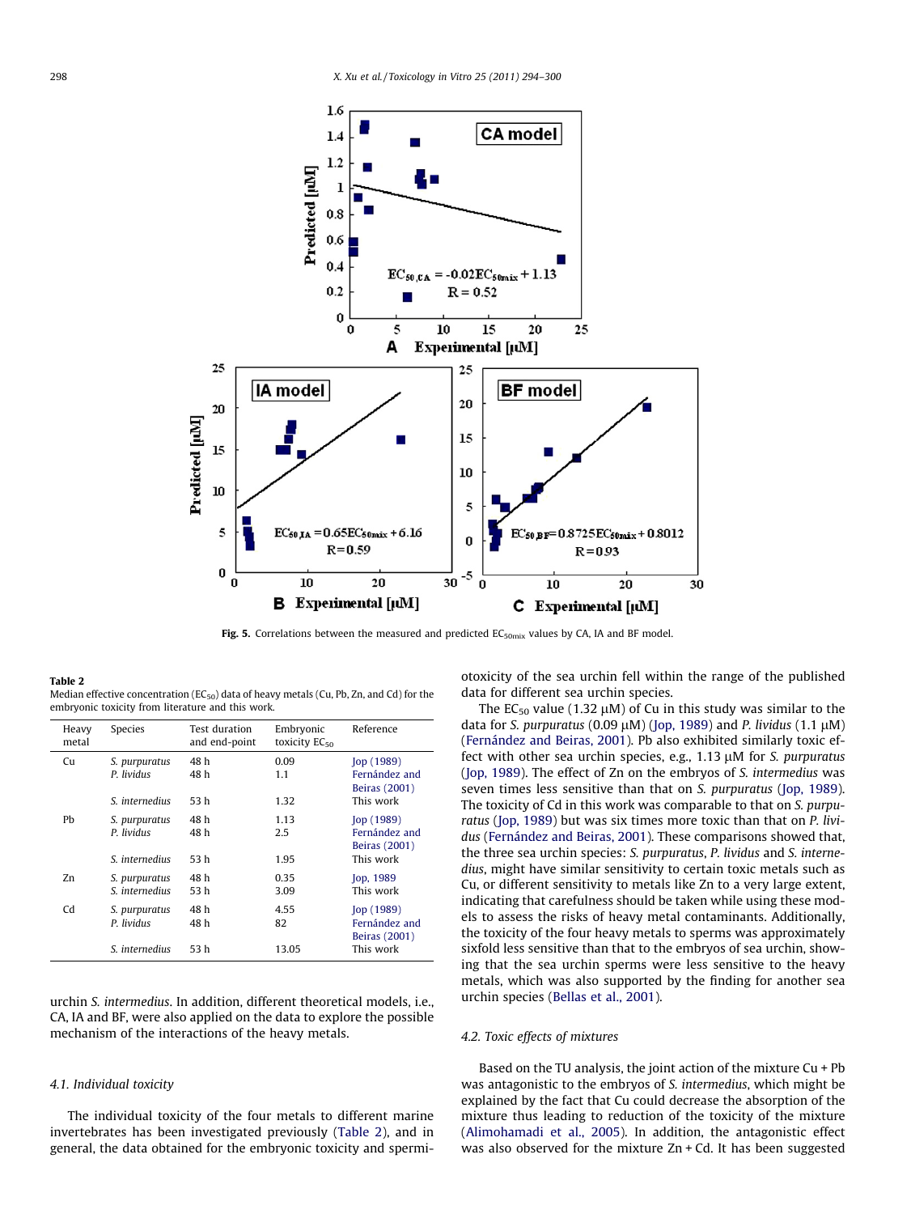Fig. 5. Correlations between the measured and predicted $EC_{50mix}$ values by CA, IA and BF model.

**Table 2**
Median effective concentration ($EC_{50}$) data of heavy metals (Cu, Pb, Zn, and Cd) for the embryonic toxicity from literature and this work.

| Heavy metal | Species | Test duration and end-point | Embryonic toxicity $EC_{50}$ | Reference |
|---|---|---|---|---|
| Cu | *S. purpuratus* | 48 h | 0.09 | Jop (1989) |
| | *P. lividus* | 48 h | 1.1 | Fernández and Beiras (2001) |
| | *S. internedius* | 53 h | 1.32 | This work |
| Pb | *S. purpuratus* | 48 h | 1.13 | Jop (1989) |
| | *P. lividus* | 48 h | 2.5 | Fernández and Beiras (2001) |
| | *S. internedius* | 53 h | 1.95 | This work |
| Zn | *S. purpuratus* | 48 h | 0.35 | Jop, 1989 |
| | *S. internedius* | 53 h | 3.09 | This work |
| Cd | *S. purpuratus* | 48 h | 4.55 | Jop (1989) |
| | *P. lividus* | 48 h | 82 | Fernández and Beiras (2001) |
| | *S. internedius* | 53 h | 13.05 | This work |

urchin *S. intermedius*. In addition, different theoretical models, i.e., CA, IA and BF, were also applied on the data to explore the possible mechanism of the interactions of the heavy metals.

### 4.1. Individual toxicity

The individual toxicity of the four metals to different marine invertebrates has been investigated previously (Table 2), and in general, the data obtained for the embryonic toxicity and spermiotoxicity of the sea urchin fell within the range of the published data for different sea urchin species.

The $EC_{50}$ value (1.32 μM) of Cu in this study was similar to the data for *S. purpuratus* (0.09 μM) (Jop, 1989) and *P. lividus* (1.1 μM) (Fernández and Beiras, 2001). Pb also exhibited similarly toxic effect with other sea urchin species, e.g., 1.13 μM for *S. purpuratus* (Jop, 1989). The effect of Zn on the embryos of *S. intermedius* was seven times less sensitive than that on *S. purpuratus* (Jop, 1989). The toxicity of Cd in this work was comparable to that on *S. purpuratus* (Jop, 1989) but was six times more toxic than that on *P. lividus* (Fernández and Beiras, 2001). These comparisons showed that, the three sea urchin species: *S. purpuratus*, *P. lividus* and *S. intermedius*, might have similar sensitivity to certain toxic metals such as Cu, or different sensitivity to metals like Zn to a very large extent, indicating that carefulness should be taken while using these models to assess the risks of heavy metal contaminants. Additionally, the toxicity of the four heavy metals to sperms was approximately sixfold less sensitive than that to the embryos of sea urchin, showing that the sea urchin sperms were less sensitive to the heavy metals, which was also supported by the finding for another sea urchin species (Bellas et al., 2001).

### 4.2. Toxic effects of mixtures

Based on the TU analysis, the joint action of the mixture Cu + Pb was antagonistic to the embryos of *S. intermedius*, which might be explained by the fact that Cu could decrease the absorption of the mixture thus leading to reduction of the toxicity of the mixture (Alimohamadi et al., 2005). In addition, the antagonistic effect was also observed for the mixture Zn + Cd. It has been suggested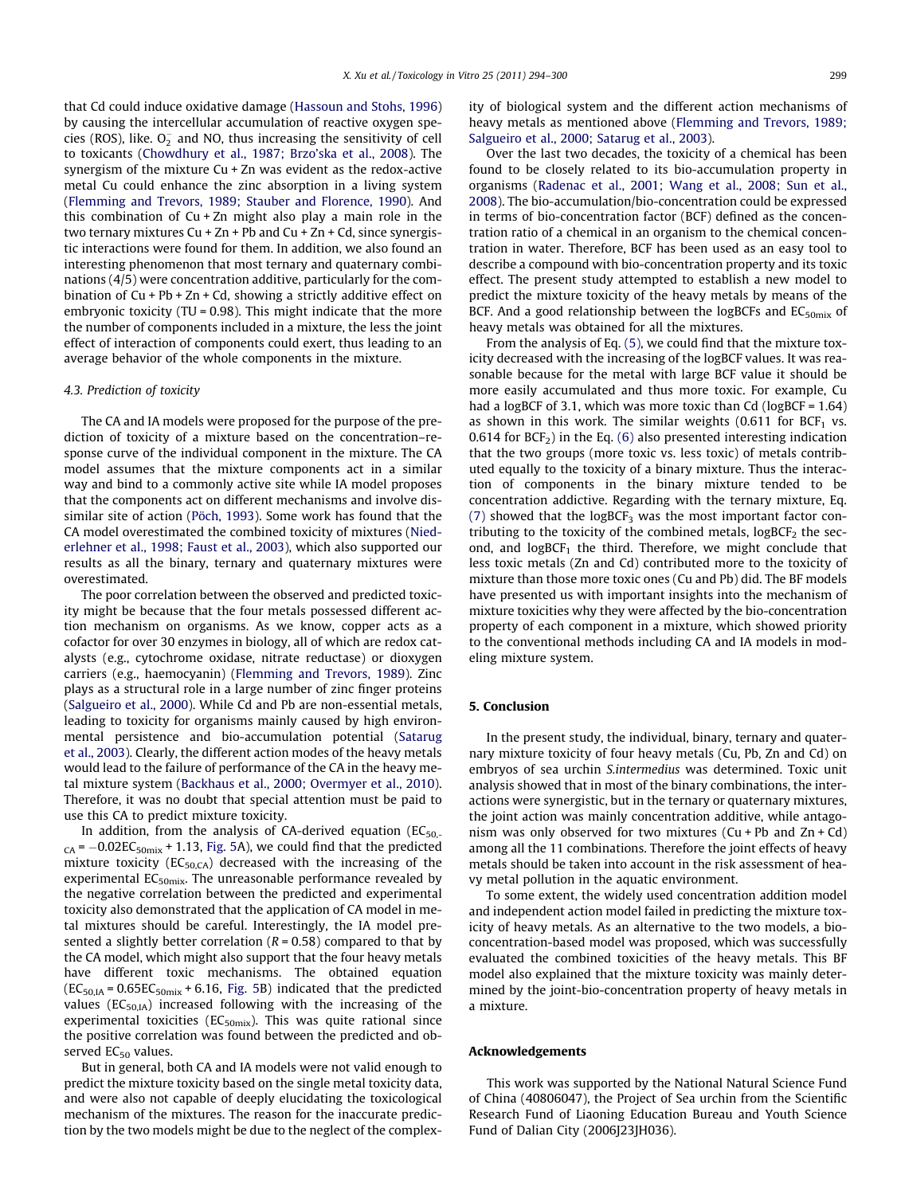that Cd could induce oxidative damage (Hassoun and Stohs, 1996) by causing the intercellular accumulation of reactive oxygen species (ROS), like. $O_2^-$ and NO, thus increasing the sensitivity of cell to toxicants (Chowdhury et al., 1987; Brzo'ska et al., 2008). The synergism of the mixture Cu + Zn was evident as the redox-active metal Cu could enhance the zinc absorption in a living system (Flemming and Trevors, 1989; Stauber and Florence, 1990). And this combination of Cu + Zn might also play a main role in the two ternary mixtures Cu + Zn + Pb and Cu + Zn + Cd, since synergistic interactions were found for them. In addition, we also found an interesting phenomenon that most ternary and quaternary combinations (4/5) were concentration additive, particularly for the combination of Cu + Pb + Zn + Cd, showing a strictly additive effect on embryonic toxicity (TU = 0.98). This might indicate that the more the number of components included in a mixture, the less the joint effect of interaction of components could exert, thus leading to an average behavior of the whole components in the mixture.

### 4.3. Prediction of toxicity

The CA and IA models were proposed for the purpose of the prediction of toxicity of a mixture based on the concentration–response curve of the individual component in the mixture. The CA model assumes that the mixture components act in a similar way and bind to a commonly active site while IA model proposes that the components act on different mechanisms and involve dissimilar site of action (Pöch, 1993). Some work has found that the CA model overestimated the combined toxicity of mixtures (Niederlehner et al., 1998; Faust et al., 2003), which also supported our results as all the binary, ternary and quaternary mixtures were overestimated.

The poor correlation between the observed and predicted toxicity might be because that the four metals possessed different action mechanism on organisms. As we know, copper acts as a cofactor for over 30 enzymes in biology, all of which are redox catalysts (e.g., cytochrome oxidase, nitrate reductase) or dioxygen carriers (e.g., haemocyanin) (Flemming and Trevors, 1989). Zinc plays as a structural role in a large number of zinc finger proteins (Salgueiro et al., 2000). While Cd and Pb are non-essential metals, leading to toxicity for organisms mainly caused by high environmental persistence and bio-accumulation potential (Satarug et al., 2003). Clearly, the different action modes of the heavy metals would lead to the failure of performance of the CA in the heavy metal mixture system (Backhaus et al., 2000; Overmyer et al., 2010). Therefore, it was no doubt that special attention must be paid to use this CA to predict mixture toxicity.

In addition, from the analysis of CA-derived equation ($EC_{50,CA} = -0.02EC_{50mix} + 1.13$, Fig. 5A), we could find that the predicted mixture toxicity ($EC_{50,CA}$) decreased with the increasing of the experimental $EC_{50mix}$. The unreasonable performance revealed by the negative correlation between the predicted and experimental toxicity also demonstrated that the application of CA model in metal mixtures should be careful. Interestingly, the IA model presented a slightly better correlation ($R = 0.58$) compared to that by the CA model, which might also support that the four heavy metals have different toxic mechanisms. The obtained equation ($EC_{50,IA} = 0.65EC_{50mix} + 6.16$, Fig. 5B) indicated that the predicted values ($EC_{50,IA}$) increased following with the increasing of the experimental toxicities ($EC_{50mix}$). This was quite rational since the positive correlation was found between the predicted and observed $EC_{50}$ values.

But in general, both CA and IA models were not valid enough to predict the mixture toxicity based on the single metal toxicity data, and were also not capable of deeply elucidating the toxicological mechanism of the mixtures. The reason for the inaccurate prediction by the two models might be due to the neglect of the complexity of biological system and the different action mechanisms of heavy metals as mentioned above (Flemming and Trevors, 1989; Salgueiro et al., 2000; Satarug et al., 2003).

Over the last two decades, the toxicity of a chemical has been found to be closely related to its bio-accumulation property in organisms (Radenac et al., 2001; Wang et al., 2008; Sun et al., 2008). The bio-accumulation/bio-concentration could be expressed in terms of bio-concentration factor (BCF) defined as the concentration ratio of a chemical in an organism to the chemical concentration in water. Therefore, BCF has been used as an easy tool to describe a compound with bio-concentration property and its toxic effect. The present study attempted to establish a new model to predict the mixture toxicity of the heavy metals by means of the BCF. And a good relationship between the logBCFs and $EC_{50mix}$ of heavy metals was obtained for all the mixtures.

From the analysis of Eq. (5), we could find that the mixture toxicity decreased with the increasing of the logBCF values. It was reasonable because for the metal with large BCF value it should be more easily accumulated and thus more toxic. For example, Cu had a logBCF of 3.1, which was more toxic than Cd (logBCF = 1.64) as shown in this work. The similar weights (0.611 for $BCF_1$ vs. 0.614 for $BCF_2$) in the Eq. (6) also presented interesting indication that the two groups (more toxic vs. less toxic) of metals contributed equally to the toxicity of a binary mixture. Thus the interaction of components in the binary mixture tended to be concentration addictive. Regarding with the ternary mixture, Eq. (7) showed that the $logBCF_3$ was the most important factor contributing to the toxicity of the combined metals, $logBCF_2$ the second, and $logBCF_1$ the third. Therefore, we might conclude that less toxic metals (Zn and Cd) contributed more to the toxicity of mixture than those more toxic ones (Cu and Pb) did. The BF models have presented us with important insights into the mechanism of mixture toxicities why they were affected by the bio-concentration property of each component in a mixture, which showed priority to the conventional methods including CA and IA models in modeling mixture system.

## 5. Conclusion

In the present study, the individual, binary, ternary and quaternary mixture toxicity of four heavy metals (Cu, Pb, Zn and Cd) on embryos of sea urchin *S.intermedius* was determined. Toxic unit analysis showed that in most of the binary combinations, the interactions were synergistic, but in the ternary or quaternary mixtures, the joint action was mainly concentration additive, while antagonism was only observed for two mixtures (Cu + Pb and Zn + Cd) among all the 11 combinations. Therefore the joint effects of heavy metals should be taken into account in the risk assessment of heavy metal pollution in the aquatic environment.

To some extent, the widely used concentration addition model and independent action model failed in predicting the mixture toxicity of heavy metals. As an alternative to the two models, a bio-concentration-based model was proposed, which was successfully evaluated the combined toxicities of the heavy metals. This BF model also explained that the mixture toxicity was mainly determined by the joint-bio-concentration property of heavy metals in a mixture.

## Acknowledgements

This work was supported by the National Natural Science Fund of China (40806047), the Project of Sea urchin from the Scientific Research Fund of Liaoning Education Bureau and Youth Science Fund of Dalian City (2006J23JH036).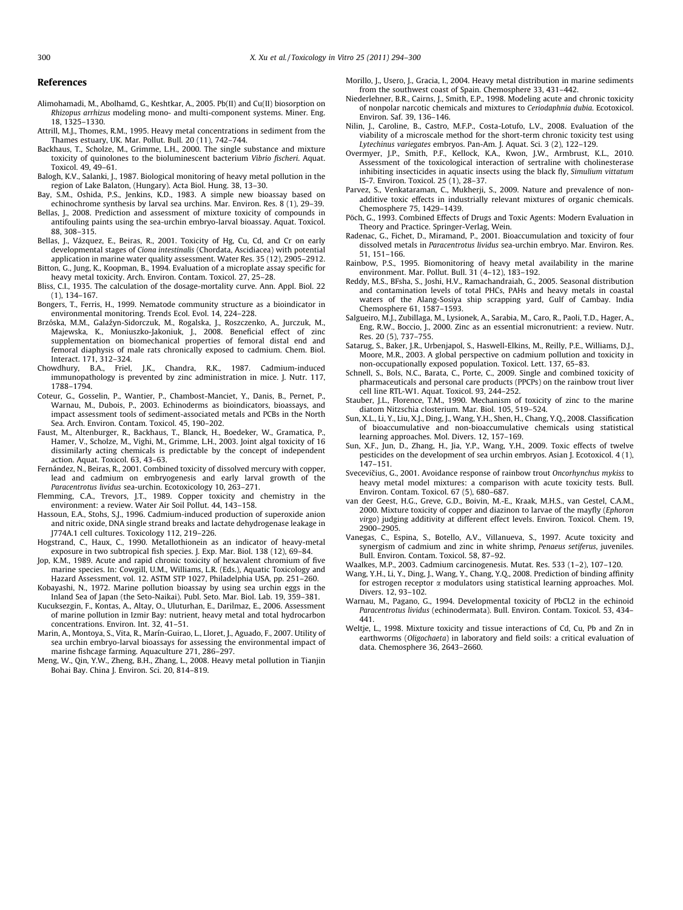## References

Alimohamadi, M., Abolhamd, G., Keshtkar, A., 2005. Pb(II) and Cu(II) biosorption on *Rhizopus arrhizus* modeling mono- and multi-component systems. Miner. Eng. 18, 1325–1330.

Attrill, M.J., Thomes, R.M., 1995. Heavy metal concentrations in sediment from the Thames estuary, UK. Mar. Pollut. Bull. 20 (11), 742–744.

Backhaus, T., Scholze, M., Grimme, L.H., 2000. The single substance and mixture toxicity of quinolones to the bioluminescent bacterium *Vibrio fischeri*. Aquat. Toxicol. 49, 49–61.

Balogh, K.V., Salanki, J., 1987. Biological monitoring of heavy metal pollution in the region of Lake Balaton, (Hungary). Acta Biol. Hung. 38, 13–30.

Bay, S.M., Oshida, P.S., Jenkins, K.D., 1983. A simple new bioassay based on echinochrome synthesis by larval sea urchins. Mar. Environ. Res. 8 (1), 29–39.

Bellas, J., 2008. Prediction and assessment of mixture toxicity of compounds in antifouling paints using the sea-urchin embryo-larval bioassay. Aquat. Toxicol. 88, 308–315.

Bellas, J., Vázquez, E., Beiras, R., 2001. Toxicity of Hg, Cu, Cd, and Cr on early developmental stages of *Ciona intestinalis* (Chordata, Ascidiacea) with potential application in marine water quality assessment. Water Res. 35 (12), 2905–2912.

Bitton, G., Jung, K., Koopman, B., 1994. Evaluation of a microplate assay specific for heavy metal toxicity. Arch. Environ. Contam. Toxicol. 27, 25–28.

Bliss, C.I., 1935. The calculation of the dosage-mortality curve. Ann. Appl. Biol. 22 (1), 134–167.

Bongers, T., Ferris, H., 1999. Nematode community structure as a bioindicator in environmental monitoring. Trends Ecol. Evol. 14, 224–228.

Brzóska, M.M., Galaźyn-Sidorczuk, M., Rogalska, J., Roszczenko, A., Jurczuk, M., Majewska, K., Moniuszko-Jakoniuk, J., 2008. Beneficial effect of zinc supplementation on biomechanical properties of femoral distal end and femoral diaphysis of male rats chronically exposed to cadmium. Chem. Biol. Interact. 171, 312–324.

Chowdhury, B.A., Friel, J.K., Chandra, R.K., 1987. Cadmium-induced immunopathology is prevented by zinc administration in mice. J. Nutr. 117, 1788–1794.

Coteur, G., Gosselin, P., Wantier, P., Chambost-Manciet, Y., Danis, B., Pernet, P., Warnau, M., Dubois, P., 2003. Echinoderms as bioindicators, bioassays, and impact assessment tools of sediment-associated metals and PCBs in the North Sea. Arch. Environ. Contam. Toxicol. 45, 190–202.

Faust, M., Altenburger, R., Backhaus, T., Blanck, H., Boedeker, W., Gramatica, P., Hamer, V., Scholze, M., Vighi, M., Grimme, L.H., 2003. Joint algal toxicity of 16 dissimilarly acting chemicals is predictable by the concept of independent action. Aquat. Toxicol. 63, 43–63.

Fernández, N., Beiras, R., 2001. Combined toxicity of dissolved mercury with copper, lead and cadmium on embryogenesis and early larval growth of the *Paracentrotus lividus* sea-urchin. Ecotoxicology 10, 263–271.

Flemming, C.A., Trevors, J.T., 1989. Copper toxicity and chemistry in the environment: a review. Water Air Soil Pollut. 44, 143–158.

Hassoun, E.A., Stohs, S.J., 1996. Cadmium-induced production of superoxide anion and nitric oxide, DNA single strand breaks and lactate dehydrogenase leakage in J774A.1 cell cultures. Toxicology 112, 219–226.

Hogstrand, C., Haux, C., 1990. Metallothionein as an indicator of heavy-metal exposure in two subtropical fish species. J. Exp. Mar. Biol. 138 (12), 69–84.

Jop, K.M., 1989. Acute and rapid chronic toxicity of hexavalent chromium of five marine species. In: Cowgill, U.M., Williams, L.R. (Eds.), Aquatic Toxicology and Hazard Assessment, vol. 12. ASTM STP 1027, Philadelphia USA, pp. 251–260.

Kobayashi, N., 1972. Marine pollution bioassay by using sea urchin eggs in the Inland Sea of Japan (the Seto-Naikai). Publ. Seto. Mar. Biol. Lab. 19, 359–381.

Kucuksezgin, F., Kontas, A., Altay, O., Uluturhan, E., Darilmaz, E., 2006. Assessment of marine pollution in Izmir Bay: nutrient, heavy metal and total hydrocarbon concentrations. Environ. Int. 32, 41–51.

Marin, A., Montoya, S., Vita, R., Marín-Guirao, L., Lloret, J., Aguado, F., 2007. Utility of sea urchin embryo-larval bioassays for assessing the environmental impact of marine fishcage farming. Aquaculture 271, 286–297.

Meng, W., Qin, Y.W., Zheng, B.H., Zhang, L., 2008. Heavy metal pollution in Tianjin Bohai Bay. China J. Environ. Sci. 20, 814–819.

Morillo, J., Usero, J., Gracia, I., 2004. Heavy metal distribution in marine sediments from the southwest coast of Spain. Chemosphere 33, 431–442.

Niederlehner, B.R., Cairns, J., Smith, E.P., 1998. Modeling acute and chronic toxicity of nonpolar narcotic chemicals and mixtures to *Ceriodaphnia dubia*. Ecotoxicol. Environ. Saf. 39, 136–146.

Nilin, J., Caroline, B., Castro, M.F.P., Costa-Lotufo, L.V., 2008. Evaluation of the viability of a microscale method for the short-term chronic toxicity test using *Lytechinus variegates* embryos. Pan-Am. J. Aquat. Sci. 3 (2), 122–129.

Overmyer, J.P., Smith, P.F., Kellock, K.A., Kwon, J.W., Armbrust, K.L., 2010. Assessment of the toxicological interaction of sertraline with cholinesterase inhibiting insecticides in aquatic insects using the black fly, *Simulium vittatum* IS-7. Environ. Toxicol. 25 (1), 28–37.

Parvez, S., Venkataraman, C., Mukherji, S., 2009. Nature and prevalence of non-additive toxic effects in industrially relevant mixtures of organic chemicals. Chemosphere 75, 1429–1439.

Pöch, G., 1993. Combined Effects of Drugs and Toxic Agents: Modern Evaluation in Theory and Practice. Springer-Verlag, Wein.

Radenac, G., Fichet, D., Miramand, P., 2001. Bioaccumulation and toxicity of four dissolved metals in *Paracentrotus lividus* sea-urchin embryo. Mar. Environ. Res. 51, 151–166.

Rainbow, P.S., 1995. Biomonitoring of heavy metal availability in the marine environment. Mar. Pollut. Bull. 31 (4–12), 183–192.

Reddy, M.S., BFsha, S., Joshi, H.V., Ramachandraiah, G., 2005. Seasonal distribution and contamination levels of total PHCs, PAHs and heavy metals in coastal waters of the Alang-Sosiya ship scrapping yard, Gulf of Cambay. India Chemosphere 61, 1587–1593.

Salgueiro, M.J., Zubillaga, M., Lysionek, A., Sarabia, M., Caro, R., Paoli, T.D., Hager, A., Eng, R.W., Boccio, J., 2000. Zinc as an essential micronutrient: a review. Nutr. Res. 20 (5), 737–755.

Satarug, S., Baker, J.R., Urbenjapol, S., Haswell-Elkins, M., Reilly, P.E., Williams, D.J., Moore, M.R., 2003. A global perspective on cadmium pollution and toxicity in non-occupationally exposed population. Toxicol. Lett. 137, 65–83.

Schnell, S., Bols, N.C., Barata, C., Porte, C., 2009. Single and combined toxicity of pharmaceuticals and personal care products (PPCPs) on the rainbow trout liver cell line RTL-W1. Aquat. Toxicol. 93, 244–252.

Stauber, J.L., Florence, T.M., 1990. Mechanism of toxicity of zinc to the marine diatom Nitzschia closterium. Mar. Biol. 105, 519–524.

Sun, X.L., Li, Y., Liu, X.J., Ding, J., Wang, Y.H., Shen, H., Chang, Y.Q., 2008. Classification of bioaccumulative and non-bioaccumulative chemicals using statistical learning approaches. Mol. Divers. 12, 157–169.

Sun, X.F., Jun, D., Zhang, H., Jia, Y.P., Wang, Y.H., 2009. Toxic effects of twelve pesticides on the development of sea urchin embryos. Asian J. Ecotoxicol. 4 (1), 147–151.

Svecevičius, G., 2001. Avoidance response of rainbow trout *Oncorhynchus mykiss* to heavy metal model mixtures: a comparison with acute toxicity tests. Bull. Environ. Contam. Toxicol. 67 (5), 680–687.

van der Geest, H.G., Greve, G.D., Boivin, M.-E., Kraak, M.H.S., van Gestel, C.A.M., 2000. Mixture toxicity of copper and diazinon to larvae of the mayfly (*Ephoron virgo*) judging additivity at different effect levels. Environ. Toxicol. Chem. 19, 2900–2905.

Vanegas, C., Espina, S., Botello, A.V., Villanueva, S., 1997. Acute toxicity and synergism of cadmium and zinc in white shrimp, *Penaeus setiferus*, juveniles. Bull. Environ. Contam. Toxicol. 58, 87–92.

Waalkes, M.P., 2003. Cadmium carcinogenesis. Mutat. Res. 533 (1–2), 107–120.

Wang, Y.H., Li, Y., Ding, J., Wang, Y., Chang, Y.Q., 2008. Prediction of binding affinity for estrogen receptor α modulators using statistical learning approaches. Mol. Divers. 12, 93–102.

Warnau, M., Pagano, G., 1994. Developmental toxicity of PbCL2 in the echinoid *Paracentrotus lividus* (echinodermata). Bull. Environ. Contam. Toxicol. 53, 434–441.

Weltje, L., 1998. Mixture toxicity and tissue interactions of Cd, Cu, Pb and Zn in earthworms (*Oligochaeta*) in laboratory and field soils: a critical evaluation of data. Chemosphere 36, 2643–2660.